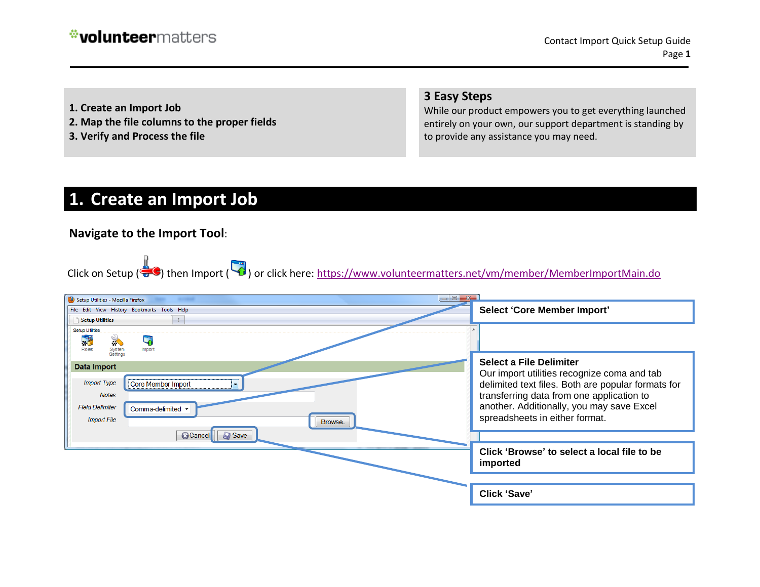**volunteer**matters

Contact Import Quick Setup Guide

**1. Create an Import Job**
**2. Map the file columns to the proper fields**
**3. Verify and Process the file**

## 3 Easy Steps

While our product empowers you to get everything launched entirely on your own, our support department is standing by to provide any assistance you may need.

# 1. Create an Import Job

### Navigate to the Import Tool:

Click on Setup ( ) then Import ( ) or click here: https://www.volunteermatters.net/vm/member/MemberImportMain.do

**Select 'Core Member Import'**

**Select a File Delimiter**
Our import utilities recognize coma and tab delimited text files. Both are popular formats for transferring data from one application to another. Additionally, you may save Excel spreadsheets in either format.

**Click 'Browse' to select a local file to be imported**

**Click 'Save'**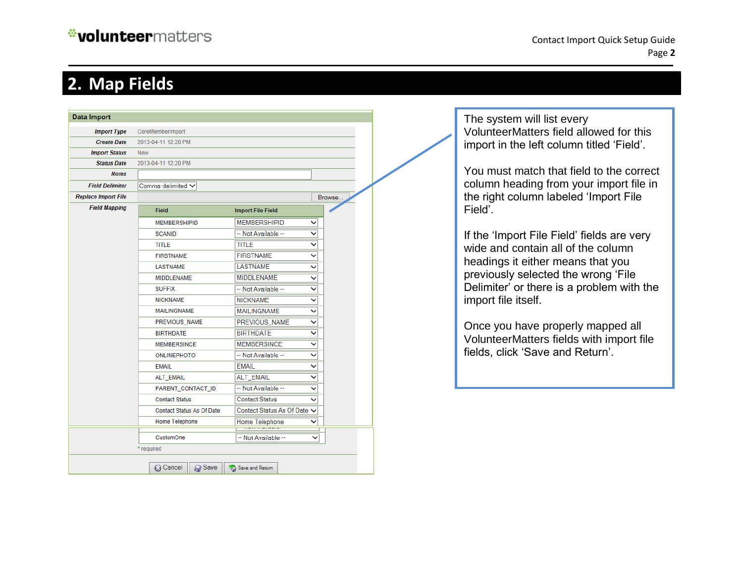## 2. Map Fields

**Data Import**

| | |
|---|---|
| *Import Type* | CoreMemberImport |
| *Create Date* | 2013-04-11 12:20 PM |
| *Import Status* | New |
| *Status Date* | 2013-04-11 12:20 PM |
| *Notes* | |
| *Field Delimiter* | Comma-delimited |
| *Replace Import File* | Browse... |
| *Field Mapping* | |

| Field | Import File Field |
|---|---|
| MEMBERSHIPID | MEMBERSHIPID |
| SCANID | -- Not Available -- |
| TITLE | TITLE |
| FIRSTNAME | FIRSTNAME |
| LASTNAME | LASTNAME |
| MIDDLENAME | MIDDLENAME |
| SUFFIX | -- Not Available -- |
| NICKNAME | NICKNAME |
| MAILINGNAME | MAILINGNAME |
| PREVIOUS_NAME | PREVIOUS_NAME |
| BIRTHDATE | BIRTHDATE |
| MEMBERSINCE | MEMBERSINCE |
| ONLINEPHOTO | -- Not Available -- |
| EMAIL | EMAIL |
| ALT_EMAIL | ALT_EMAIL |
| PARENT_CONTACT_ID | -- Not Available -- |
| Contact Status | Contact Status |
| Contact Status As Of Date | Contact Status As Of Date |
| Home Telephone | Home Telephone |
| CustomOne | -- Not Available -- |

\* required

Cancel | Save | Save and Return

The system will list every VolunteerMatters field allowed for this import in the left column titled 'Field'.

You must match that field to the correct column heading from your import file in the right column labeled 'Import File Field'.

If the 'Import File Field' fields are very wide and contain all of the column headings it either means that you previously selected the wrong 'File Delimiter' or there is a problem with the import file itself.

Once you have properly mapped all VolunteerMatters fields with import file fields, click 'Save and Return'.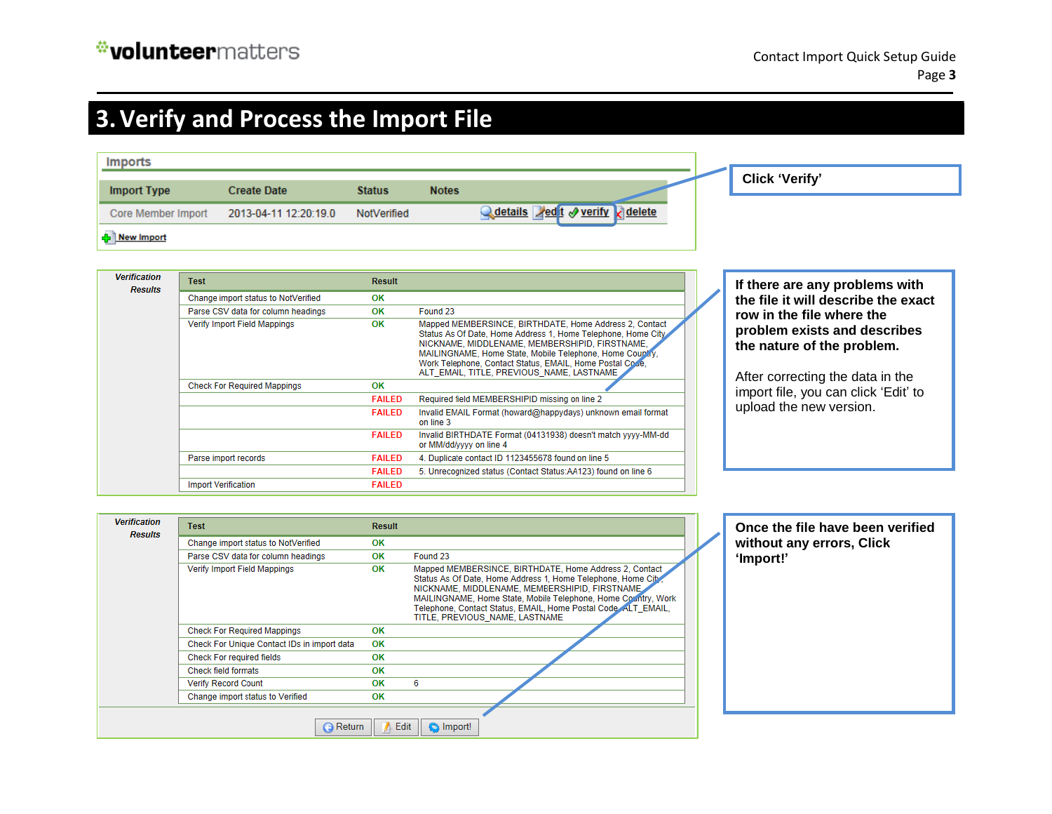# 3. Verify and Process the Import File

**Imports**

| Import Type | Create Date | Status | Notes |
|---|---|---|---|
| Core Member Import | 2013-04-11 12:20:19.0 | NotVerified | details edit verify delete |

New Import

**Click 'Verify'**

*Verification Results*

| Test | Result | |
|---|---|---|
| Change import status to NotVerified | OK | |
| Parse CSV data for column headings | OK | Found 23 |
| Verify Import Field Mappings | OK | Mapped MEMBERSINCE, BIRTHDATE, Home Address 2, Contact Status As Of Date, Home Address 1, Home Telephone, Home City, NICKNAME, MIDDLENAME, MEMBERSHIPID, FIRSTNAME, MAILINGNAME, Home State, Mobile Telephone, Home Country, Work Telephone, Contact Status, EMAIL, Home Postal Code, ALT_EMAIL, TITLE, PREVIOUS_NAME, LASTNAME |
| Check For Required Mappings | OK | |
| | FAILED | Required field MEMBERSHIPID missing on line 2 |
| | FAILED | Invalid EMAIL Format (howard@happydays) unknown email format on line 3 |
| | FAILED | Invalid BIRTHDATE Format (04131938) doesn't match yyyy-MM-dd or MM/dd/yyyy on line 4 |
| Parse import records | FAILED | 4. Duplicate contact ID 1123455678 found on line 5 |
| | FAILED | 5. Unrecognized status (Contact Status:AA123) found on line 6 |
| Import Verification | FAILED | |

**If there are any problems with the file it will describe the exact row in the file where the problem exists and describes the nature of the problem.**

After correcting the data in the import file, you can click 'Edit' to upload the new version.

*Verification Results*

| Test | Result | |
|---|---|---|
| Change import status to NotVerified | OK | |
| Parse CSV data for column headings | OK | Found 23 |
| Verify Import Field Mappings | OK | Mapped MEMBERSINCE, BIRTHDATE, Home Address 2, Contact Status As Of Date, Home Address 1, Home Telephone, Home City, NICKNAME, MIDDLENAME, MEMEBERSHIPID, FIRSTNAME, MAILINGNAME, Home State, Mobile Telephone, Home Country, Work Telephone, Contact Status, EMAIL, Home Postal Code, ALT_EMAIL, TITLE, PREVIOUS_NAME, LASTNAME |
| Check For Required Mappings | OK | |
| Check For Unique Contact IDs in import data | OK | |
| Check For required fields | OK | |
| Check field formats | OK | |
| Verify Record Count | OK | 6 |
| Change import status to Verified | OK | |

Return | Edit | Import!

**Once the file have been verified without any errors, Click 'Import!'**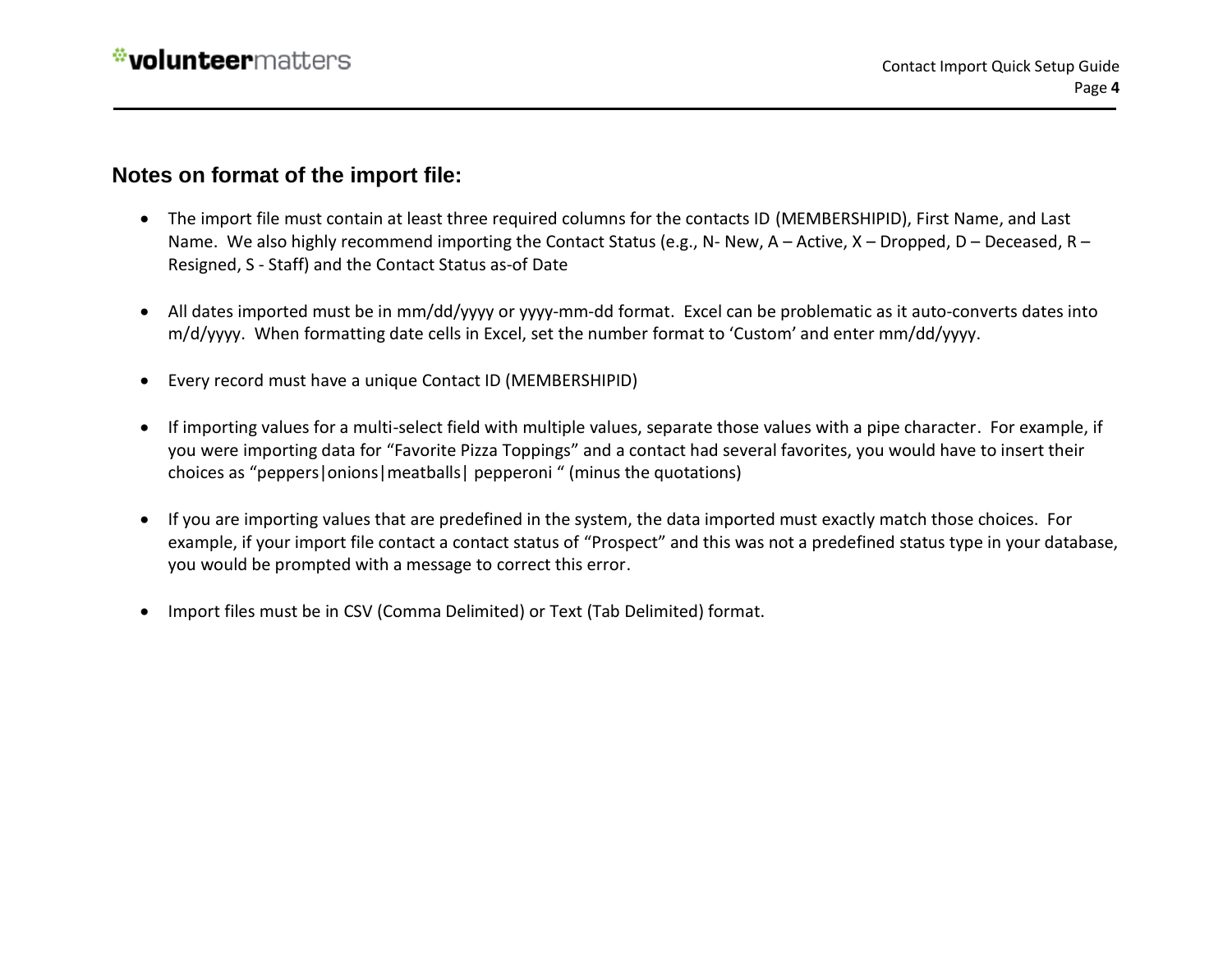## Notes on format of the import file:

- The import file must contain at least three required columns for the contacts ID (MEMBERSHIPID), First Name, and Last Name. We also highly recommend importing the Contact Status (e.g., N- New, A – Active, X – Dropped, D – Deceased, R – Resigned, S - Staff) and the Contact Status as-of Date

- All dates imported must be in mm/dd/yyyy or yyyy-mm-dd format. Excel can be problematic as it auto-converts dates into m/d/yyyy. When formatting date cells in Excel, set the number format to 'Custom' and enter mm/dd/yyyy.

- Every record must have a unique Contact ID (MEMBERSHIPID)

- If importing values for a multi-select field with multiple values, separate those values with a pipe character. For example, if you were importing data for "Favorite Pizza Toppings" and a contact had several favorites, you would have to insert their choices as "peppers|onions|meatballls| pepperoni " (minus the quotations)

- If you are importing values that are predefined in the system, the data imported must exactly match those choices. For example, if your import file contact a contact status of "Prospect" and this was not a predefined status type in your database, you would be prompted with a message to correct this error.

- Import files must be in CSV (Comma Delimited) or Text (Tab Delimited) format.